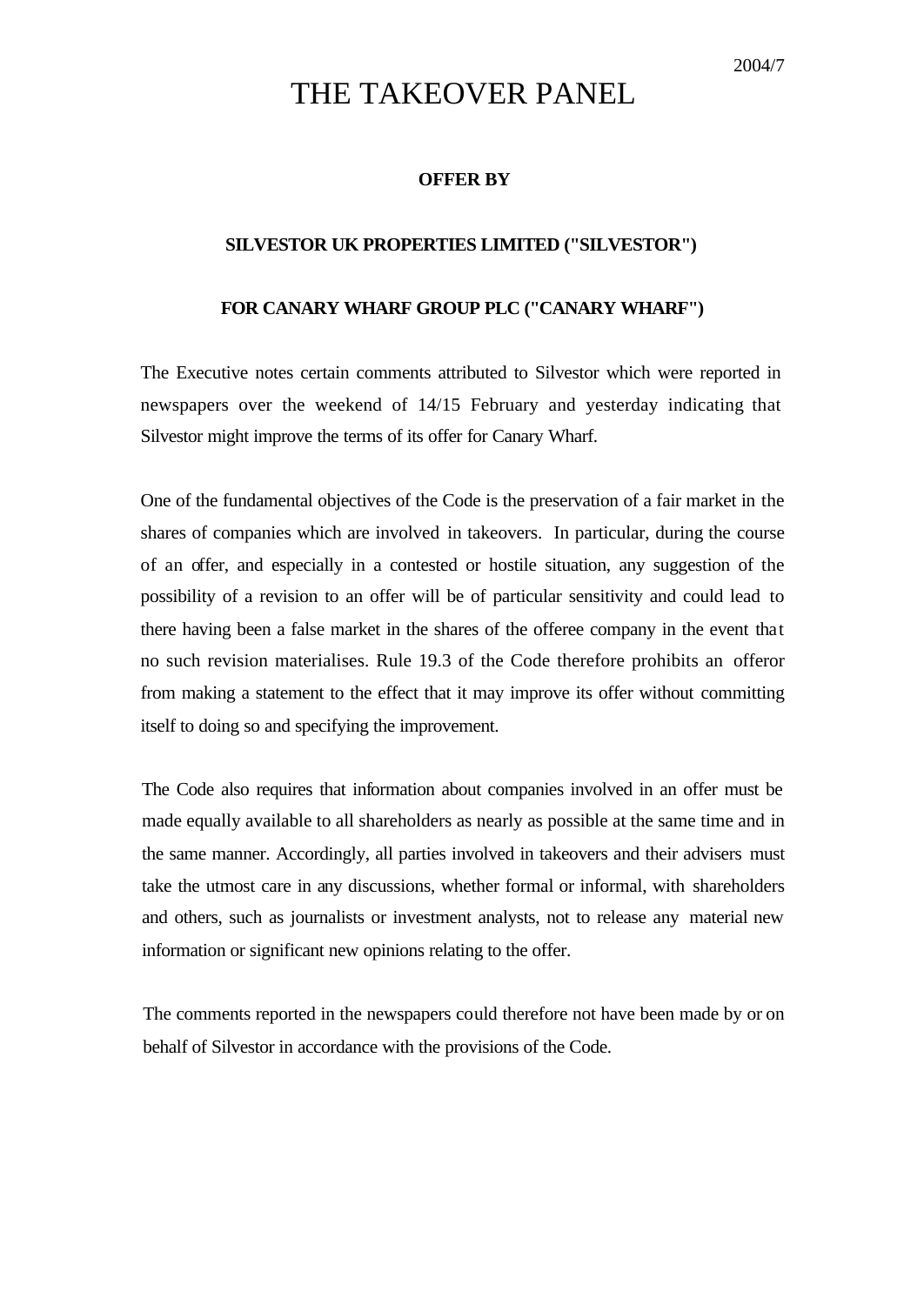2004/7

# THE TAKEOVER PANEL

**OFFER BY**

**SILVESTOR UK PROPERTIES LIMITED ("SILVESTOR")**

**FOR CANARY WHARF GROUP PLC ("CANARY WHARF")**

The Executive notes certain comments attributed to Silvestor which were reported in newspapers over the weekend of 14/15 February and yesterday indicating that Silvestor might improve the terms of its offer for Canary Wharf.

One of the fundamental objectives of the Code is the preservation of a fair market in the shares of companies which are involved in takeovers. In particular, during the course of an offer, and especially in a contested or hostile situation, any suggestion of the possibility of a revision to an offer will be of particular sensitivity and could lead to there having been a false market in the shares of the offeree company in the event that no such revision materialises. Rule 19.3 of the Code therefore prohibits an offeror from making a statement to the effect that it may improve its offer without committing itself to doing so and specifying the improvement.

The Code also requires that information about companies involved in an offer must be made equally available to all shareholders as nearly as possible at the same time and in the same manner. Accordingly, all parties involved in takeovers and their advisers must take the utmost care in any discussions, whether formal or informal, with shareholders and others, such as journalists or investment analysts, not to release any material new information or significant new opinions relating to the offer.

The comments reported in the newspapers could therefore not have been made by or on behalf of Silvestor in accordance with the provisions of the Code.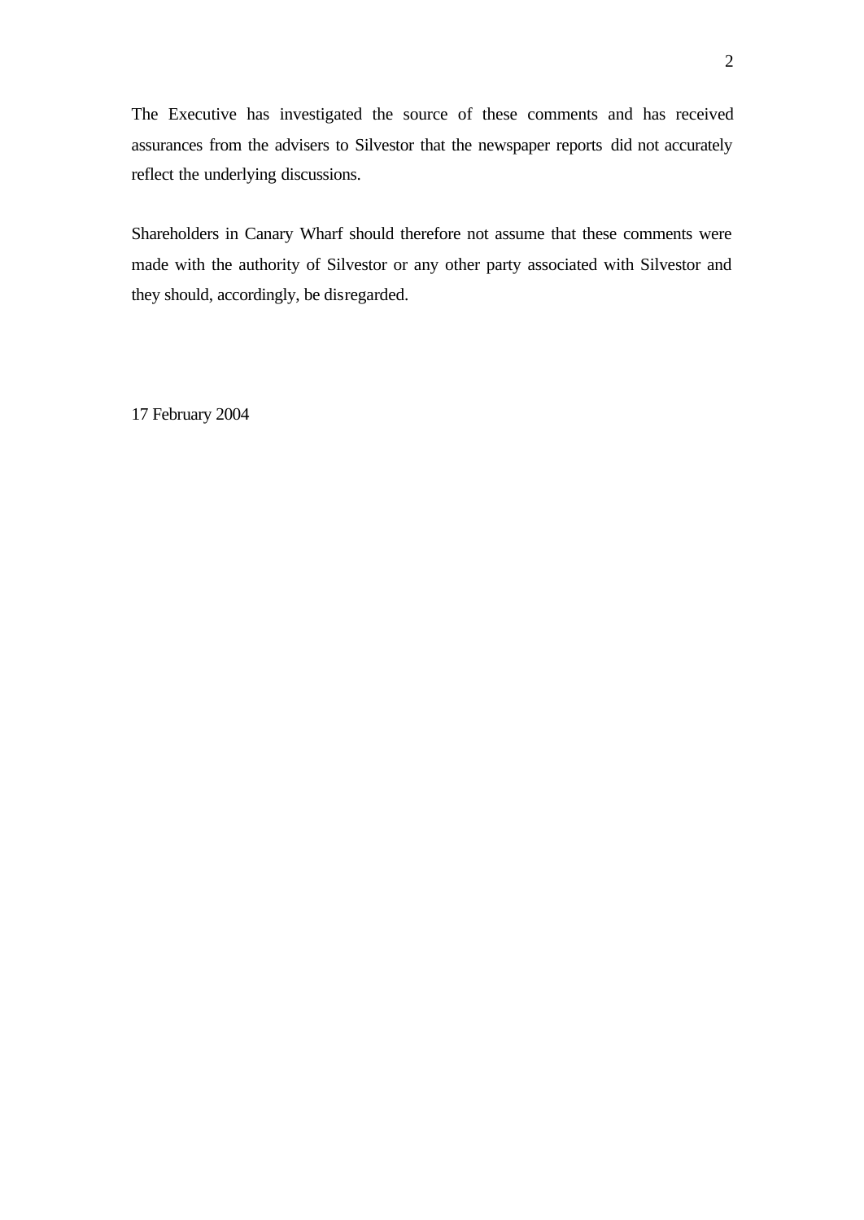The Executive has investigated the source of these comments and has received assurances from the advisers to Silvestor that the newspaper reports did not accurately reflect the underlying discussions.

Shareholders in Canary Wharf should therefore not assume that these comments were made with the authority of Silvestor or any other party associated with Silvestor and they should, accordingly, be disregarded.

17 February 2004